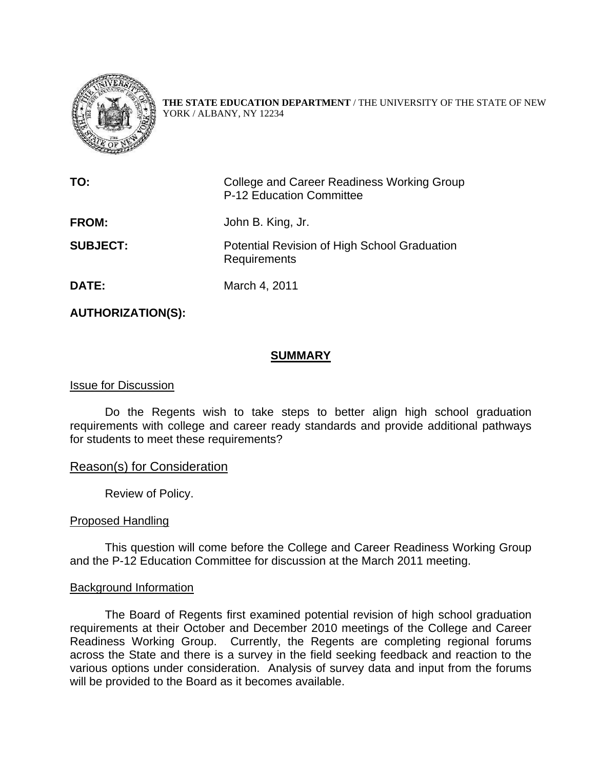**THE STATE EDUCATION DEPARTMENT** / THE UNIVERSITY OF THE STATE OF NEW YORK / ALBANY, NY 12234

| | |
|---|---|
| **TO:** | College and Career Readiness Working Group<br>P-12 Education Committee |
| **FROM:** | John B. King, Jr. |
| **SUBJECT:** | Potential Revision of High School Graduation Requirements |
| **DATE:** | March 4, 2011 |
| **AUTHORIZATION(S):** | |

## SUMMARY

### Issue for Discussion

Do the Regents wish to take steps to better align high school graduation requirements with college and career ready standards and provide additional pathways for students to meet these requirements?

### Reason(s) for Consideration

Review of Policy.

### Proposed Handling

This question will come before the College and Career Readiness Working Group and the P-12 Education Committee for discussion at the March 2011 meeting.

### Background Information

The Board of Regents first examined potential revision of high school graduation requirements at their October and December 2010 meetings of the College and Career Readiness Working Group. Currently, the Regents are completing regional forums across the State and there is a survey in the field seeking feedback and reaction to the various options under consideration. Analysis of survey data and input from the forums will be provided to the Board as it becomes available.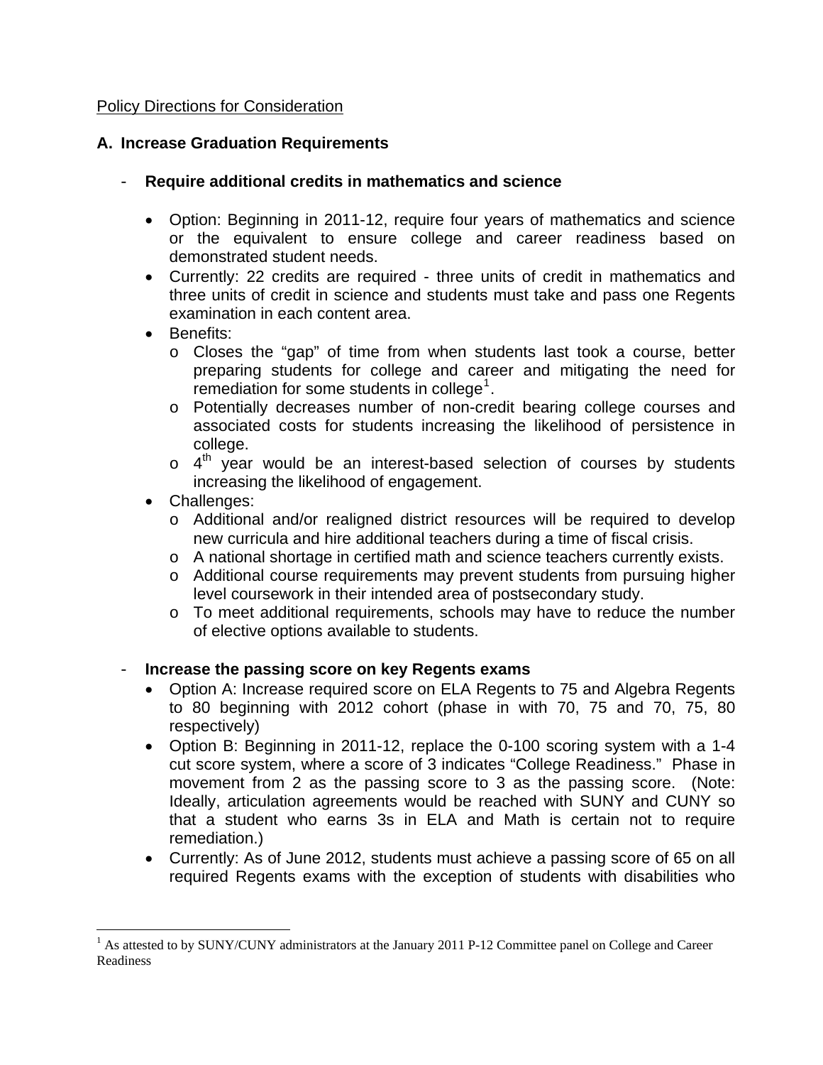Policy Directions for Consideration

## A. Increase Graduation Requirements

- **Require additional credits in mathematics and science**

    - Option: Beginning in 2011-12, require four years of mathematics and science or the equivalent to ensure college and career readiness based on demonstrated student needs.
    - Currently: 22 credits are required - three units of credit in mathematics and three units of credit in science and students must take and pass one Regents examination in each content area.
    - Benefits:
        - Closes the "gap" of time from when students last took a course, better preparing students for college and career and mitigating the need for remediation for some students in college[1].
        - Potentially decreases number of non-credit bearing college courses and associated costs for students increasing the likelihood of persistence in college.
        - 4th year would be an interest-based selection of courses by students increasing the likelihood of engagement.
    - Challenges:
        - Additional and/or realigned district resources will be required to develop new curricula and hire additional teachers during a time of fiscal crisis.
        - A national shortage in certified math and science teachers currently exists.
        - Additional course requirements may prevent students from pursuing higher level coursework in their intended area of postsecondary study.
        - To meet additional requirements, schools may have to reduce the number of elective options available to students.

- **Increase the passing score on key Regents exams**
    - Option A: Increase required score on ELA Regents to 75 and Algebra Regents to 80 beginning with 2012 cohort (phase in with 70, 75 and 70, 75, 80 respectively)
    - Option B: Beginning in 2011-12, replace the 0-100 scoring system with a 1-4 cut score system, where a score of 3 indicates "College Readiness." Phase in movement from 2 as the passing score to 3 as the passing score. (Note: Ideally, articulation agreements would be reached with SUNY and CUNY so that a student who earns 3s in ELA and Math is certain not to require remediation.)
    - Currently: As of June 2012, students must achieve a passing score of 65 on all required Regents exams with the exception of students with disabilities who

[1] As attested to by SUNY/CUNY administrators at the January 2011 P-12 Committee panel on College and Career Readiness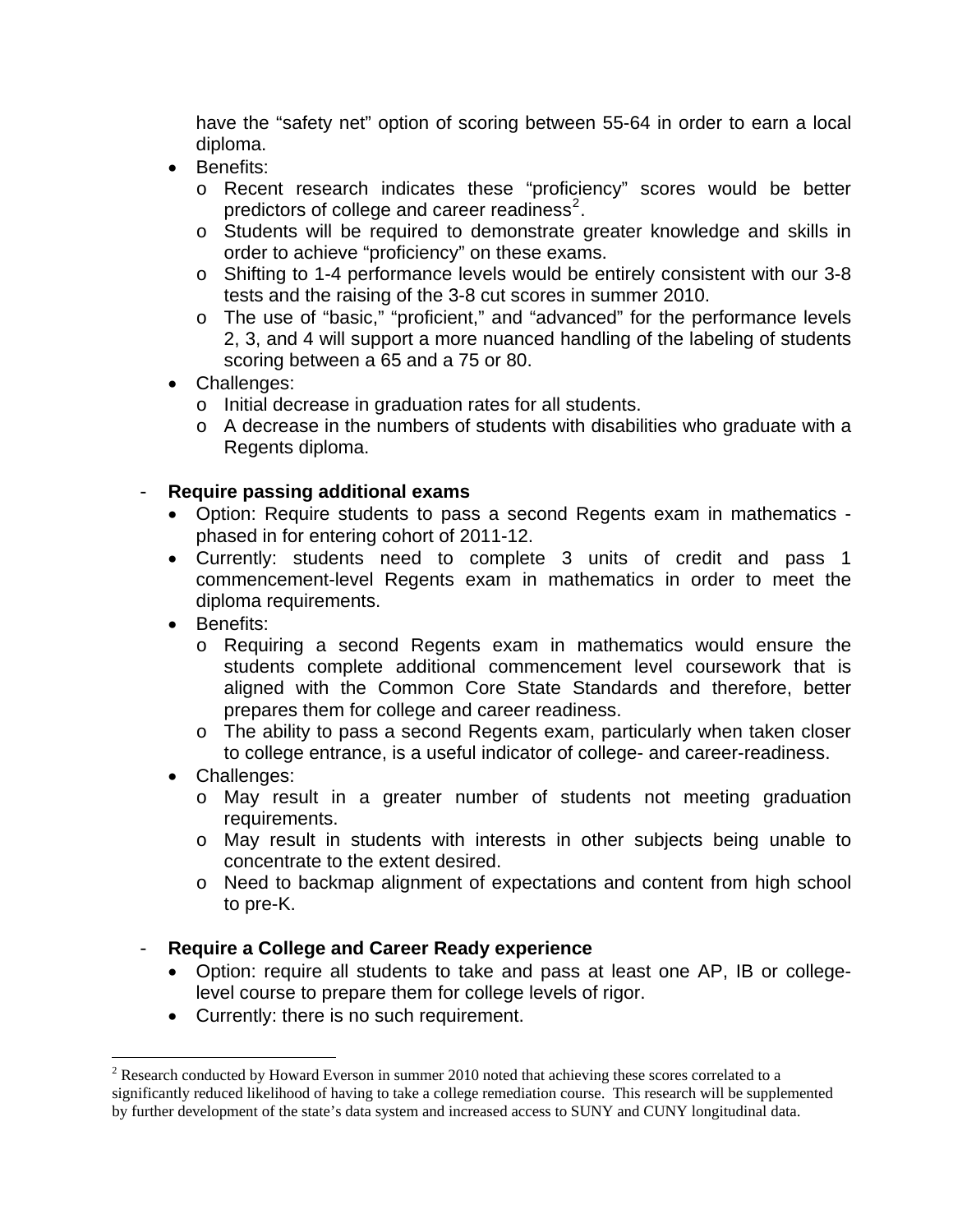have the “safety net” option of scoring between 55-64 in order to earn a local diploma.

- Benefits:
  - Recent research indicates these “proficiency” scores would be better predictors of college and career readiness[2].
  - Students will be required to demonstrate greater knowledge and skills in order to achieve “proficiency” on these exams.
  - Shifting to 1-4 performance levels would be entirely consistent with our 3-8 tests and the raising of the 3-8 cut scores in summer 2010.
  - The use of “basic,” “proficient,” and “advanced” for the performance levels 2, 3, and 4 will support a more nuanced handling of the labeling of students scoring between a 65 and a 75 or 80.
- Challenges:
  - Initial decrease in graduation rates for all students.
  - A decrease in the numbers of students with disabilities who graduate with a Regents diploma.

- **Require passing additional exams**
  - Option: Require students to pass a second Regents exam in mathematics - phased in for entering cohort of 2011-12.
  - Currently: students need to complete 3 units of credit and pass 1 commencement-level Regents exam in mathematics in order to meet the diploma requirements.
  - Benefits:
    - Requiring a second Regents exam in mathematics would ensure the students complete additional commencement level coursework that is aligned with the Common Core State Standards and therefore, better prepares them for college and career readiness.
    - The ability to pass a second Regents exam, particularly when taken closer to college entrance, is a useful indicator of college- and career-readiness.
  - Challenges:
    - May result in a greater number of students not meeting graduation requirements.
    - May result in students with interests in other subjects being unable to concentrate to the extent desired.
    - Need to backmap alignment of expectations and content from high school to pre-K.

- **Require a College and Career Ready experience**
  - Option: require all students to take and pass at least one AP, IB or college-level course to prepare them for college levels of rigor.
  - Currently: there is no such requirement.

[2] Research conducted by Howard Everson in summer 2010 noted that achieving these scores correlated to a significantly reduced likelihood of having to take a college remediation course. This research will be supplemented by further development of the state’s data system and increased access to SUNY and CUNY longitudinal data.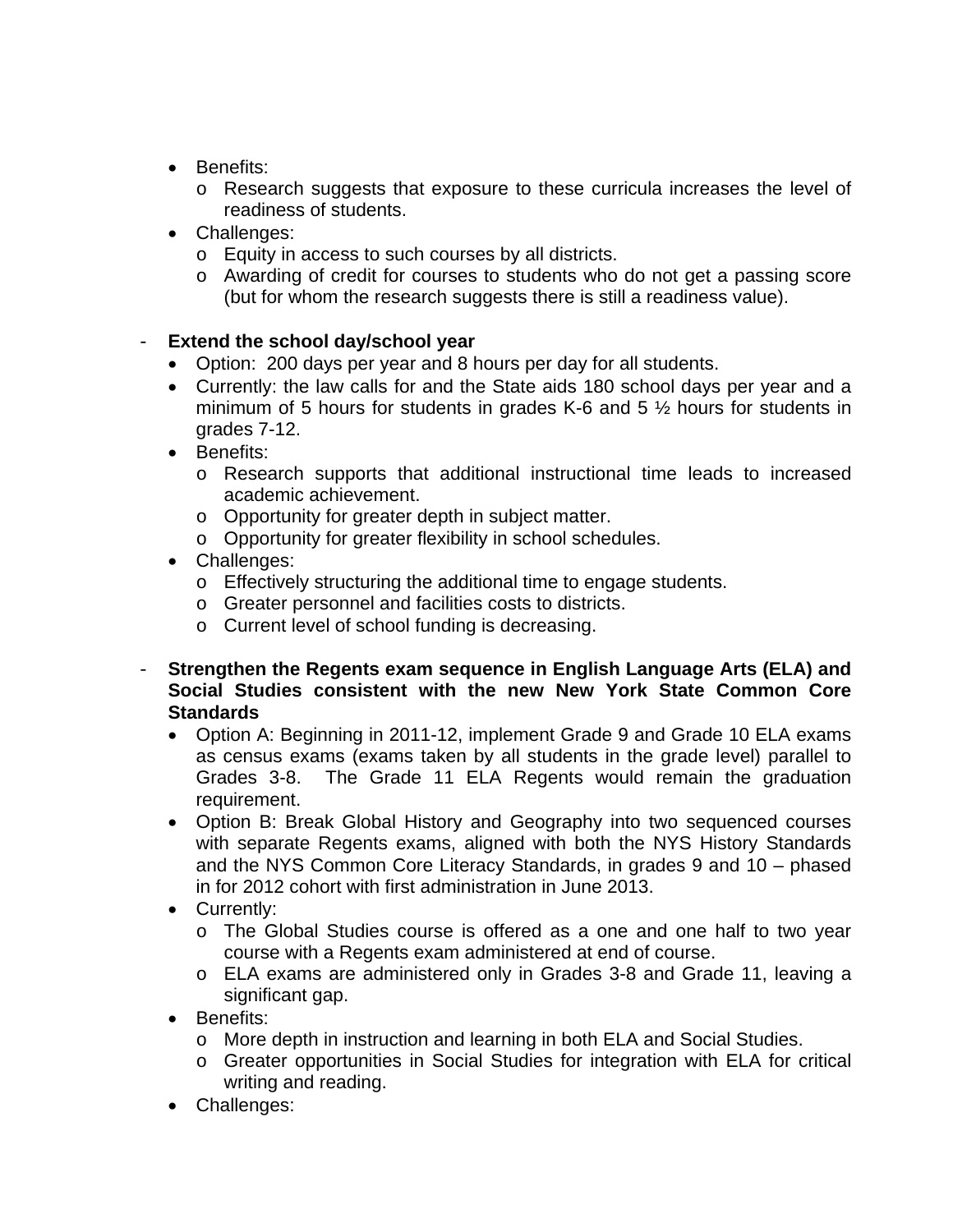- Benefits:
    - Research suggests that exposure to these curricula increases the level of readiness of students.
- Challenges:
    - Equity in access to such courses by all districts.
    - Awarding of credit for courses to students who do not get a passing score (but for whom the research suggests there is still a readiness value).

- **Extend the school day/school year**
    - Option: 200 days per year and 8 hours per day for all students.
    - Currently: the law calls for and the State aids 180 school days per year and a minimum of 5 hours for students in grades K-6 and 5 ½ hours for students in grades 7-12.
    - Benefits:
        - Research supports that additional instructional time leads to increased academic achievement.
        - Opportunity for greater depth in subject matter.
        - Opportunity for greater flexibility in school schedules.
    - Challenges:
        - Effectively structuring the additional time to engage students.
        - Greater personnel and facilities costs to districts.
        - Current level of school funding is decreasing.

- **Strengthen the Regents exam sequence in English Language Arts (ELA) and Social Studies consistent with the new New York State Common Core Standards**
    - Option A: Beginning in 2011-12, implement Grade 9 and Grade 10 ELA exams as census exams (exams taken by all students in the grade level) parallel to Grades 3-8. The Grade 11 ELA Regents would remain the graduation requirement.
    - Option B: Break Global History and Geography into two sequenced courses with separate Regents exams, aligned with both the NYS History Standards and the NYS Common Core Literacy Standards, in grades 9 and 10 – phased in for 2012 cohort with first administration in June 2013.
    - Currently:
        - The Global Studies course is offered as a one and one half to two year course with a Regents exam administered at end of course.
        - ELA exams are administered only in Grades 3-8 and Grade 11, leaving a significant gap.
    - Benefits:
        - More depth in instruction and learning in both ELA and Social Studies.
        - Greater opportunities in Social Studies for integration with ELA for critical writing and reading.
    - Challenges: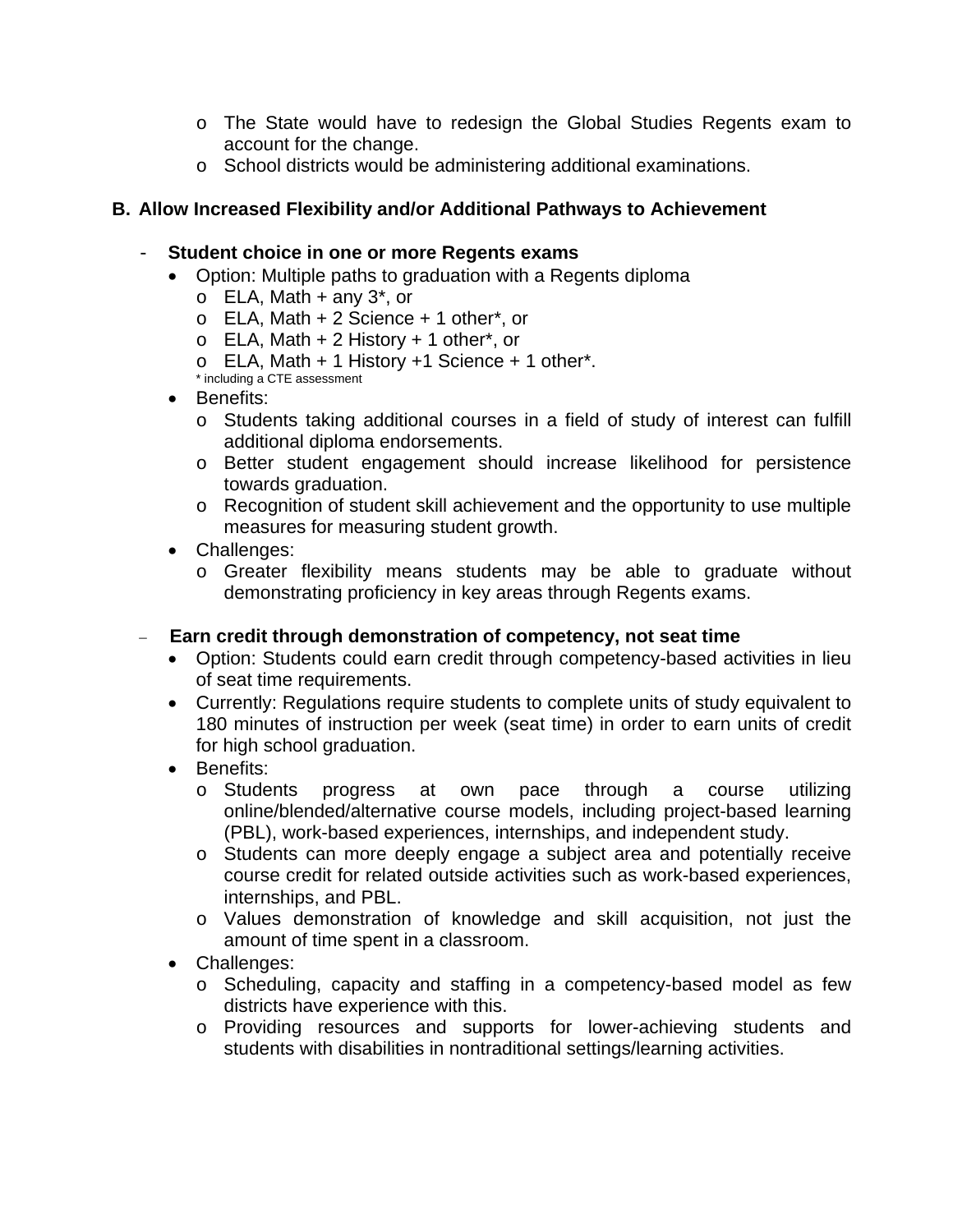- The State would have to redesign the Global Studies Regents exam to account for the change.
  - School districts would be administering additional examinations.

## B. Allow Increased Flexibility and/or Additional Pathways to Achievement

- **Student choice in one or more Regents exams**
  - Option: Multiple paths to graduation with a Regents diploma
    - ELA, Math + any 3*, or
    - ELA, Math + 2 Science + 1 other*, or
    - ELA, Math + 2 History + 1 other*, or
    - ELA, Math + 1 History +1 Science + 1 other*.

    \* including a CTE assessment
  - Benefits:
    - Students taking additional courses in a field of study of interest can fulfill additional diploma endorsements.
    - Better student engagement should increase likelihood for persistence towards graduation.
    - Recognition of student skill achievement and the opportunity to use multiple measures for measuring student growth.
  - Challenges:
    - Greater flexibility means students may be able to graduate without demonstrating proficiency in key areas through Regents exams.

- **Earn credit through demonstration of competency, not seat time**
  - Option: Students could earn credit through competency-based activities in lieu of seat time requirements.
  - Currently: Regulations require students to complete units of study equivalent to 180 minutes of instruction per week (seat time) in order to earn units of credit for high school graduation.
  - Benefits:
    - Students progress at own pace through a course utilizing online/blended/alternative course models, including project-based learning (PBL), work-based experiences, internships, and independent study.
    - Students can more deeply engage a subject area and potentially receive course credit for related outside activities such as work-based experiences, internships, and PBL.
    - Values demonstration of knowledge and skill acquisition, not just the amount of time spent in a classroom.
  - Challenges:
    - Scheduling, capacity and staffing in a competency-based model as few districts have experience with this.
    - Providing resources and supports for lower-achieving students and students with disabilities in nontraditional settings/learning activities.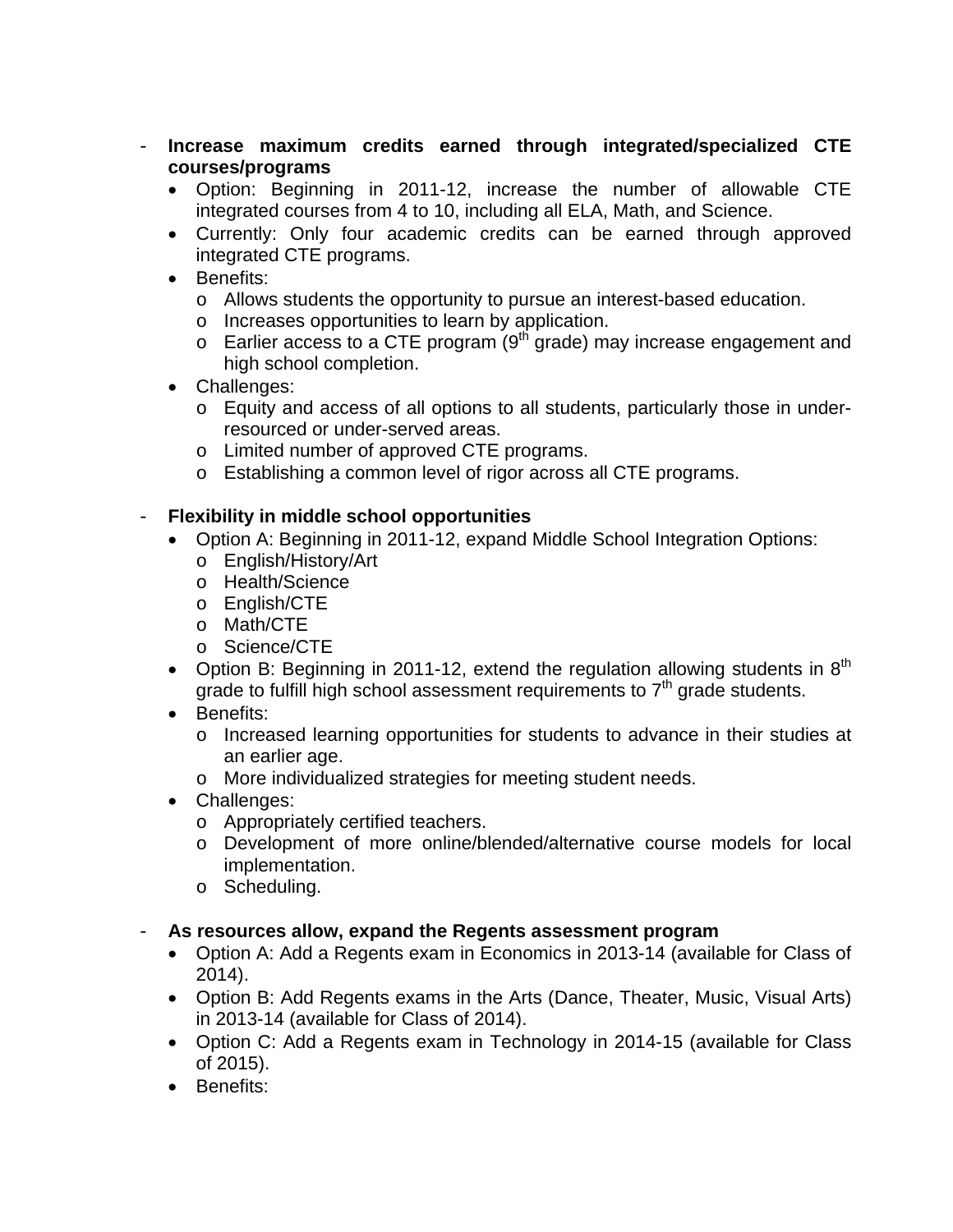- **Increase maximum credits earned through integrated/specialized CTE courses/programs**
  - Option: Beginning in 2011-12, increase the number of allowable CTE integrated courses from 4 to 10, including all ELA, Math, and Science.
  - Currently: Only four academic credits can be earned through approved integrated CTE programs.
  - Benefits:
    - Allows students the opportunity to pursue an interest-based education.
    - Increases opportunities to learn by application.
    - Earlier access to a CTE program (9th grade) may increase engagement and high school completion.
  - Challenges:
    - Equity and access of all options to all students, particularly those in under-resourced or under-served areas.
    - Limited number of approved CTE programs.
    - Establishing a common level of rigor across all CTE programs.

- **Flexibility in middle school opportunities**
  - Option A: Beginning in 2011-12, expand Middle School Integration Options:
    - English/History/Art
    - Health/Science
    - English/CTE
    - Math/CTE
    - Science/CTE
  - Option B: Beginning in 2011-12, extend the regulation allowing students in 8th grade to fulfill high school assessment requirements to 7th grade students.
  - Benefits:
    - Increased learning opportunities for students to advance in their studies at an earlier age.
    - More individualized strategies for meeting student needs.
  - Challenges:
    - Appropriately certified teachers.
    - Development of more online/blended/alternative course models for local implementation.
    - Scheduling.

- **As resources allow, expand the Regents assessment program**
  - Option A: Add a Regents exam in Economics in 2013-14 (available for Class of 2014).
  - Option B: Add Regents exams in the Arts (Dance, Theater, Music, Visual Arts) in 2013-14 (available for Class of 2014).
  - Option C: Add a Regents exam in Technology in 2014-15 (available for Class of 2015).
  - Benefits: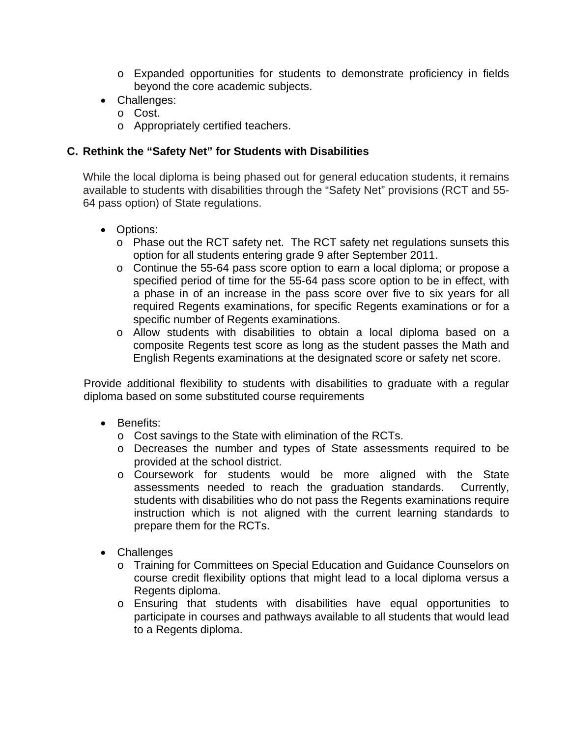- Expanded opportunities for students to demonstrate proficiency in fields beyond the core academic subjects.
- Challenges:
  - Cost.
  - Appropriately certified teachers.

### C. Rethink the “Safety Net” for Students with Disabilities

While the local diploma is being phased out for general education students, it remains available to students with disabilities through the “Safety Net” provisions (RCT and 55-64 pass option) of State regulations.

- Options:
  - Phase out the RCT safety net. The RCT safety net regulations sunsets this option for all students entering grade 9 after September 2011.
  - Continue the 55-64 pass score option to earn a local diploma; or propose a specified period of time for the 55-64 pass score option to be in effect, with a phase in of an increase in the pass score over five to six years for all required Regents examinations, for specific Regents examinations or for a specific number of Regents examinations.
  - Allow students with disabilities to obtain a local diploma based on a composite Regents test score as long as the student passes the Math and English Regents examinations at the designated score or safety net score.

Provide additional flexibility to students with disabilities to graduate with a regular diploma based on some substituted course requirements

- Benefits:
  - Cost savings to the State with elimination of the RCTs.
  - Decreases the number and types of State assessments required to be provided at the school district.
  - Coursework for students would be more aligned with the State assessments needed to reach the graduation standards. Currently, students with disabilities who do not pass the Regents examinations require instruction which is not aligned with the current learning standards to prepare them for the RCTs.

- Challenges
  - Training for Committees on Special Education and Guidance Counselors on course credit flexibility options that might lead to a local diploma versus a Regents diploma.
  - Ensuring that students with disabilities have equal opportunities to participate in courses and pathways available to all students that would lead to a Regents diploma.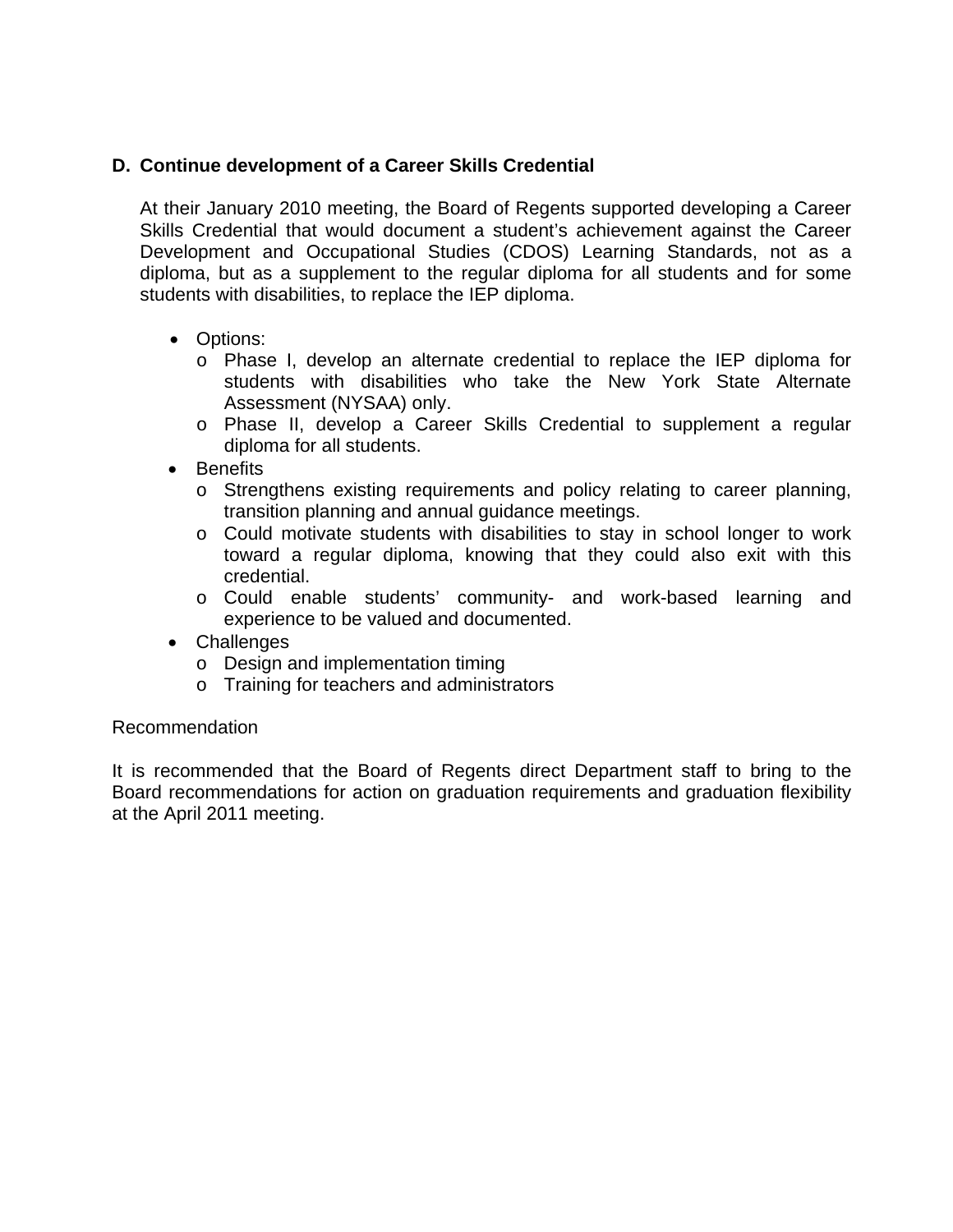### D. Continue development of a Career Skills Credential

At their January 2010 meeting, the Board of Regents supported developing a Career Skills Credential that would document a student's achievement against the Career Development and Occupational Studies (CDOS) Learning Standards, not as a diploma, but as a supplement to the regular diploma for all students and for some students with disabilities, to replace the IEP diploma.

- Options:
  - Phase I, develop an alternate credential to replace the IEP diploma for students with disabilities who take the New York State Alternate Assessment (NYSAA) only.
  - Phase II, develop a Career Skills Credential to supplement a regular diploma for all students.
- Benefits
  - Strengthens existing requirements and policy relating to career planning, transition planning and annual guidance meetings.
  - Could motivate students with disabilities to stay in school longer to work toward a regular diploma, knowing that they could also exit with this credential.
  - Could enable students' community- and work-based learning and experience to be valued and documented.
- Challenges
  - Design and implementation timing
  - Training for teachers and administrators

Recommendation

It is recommended that the Board of Regents direct Department staff to bring to the Board recommendations for action on graduation requirements and graduation flexibility at the April 2011 meeting.